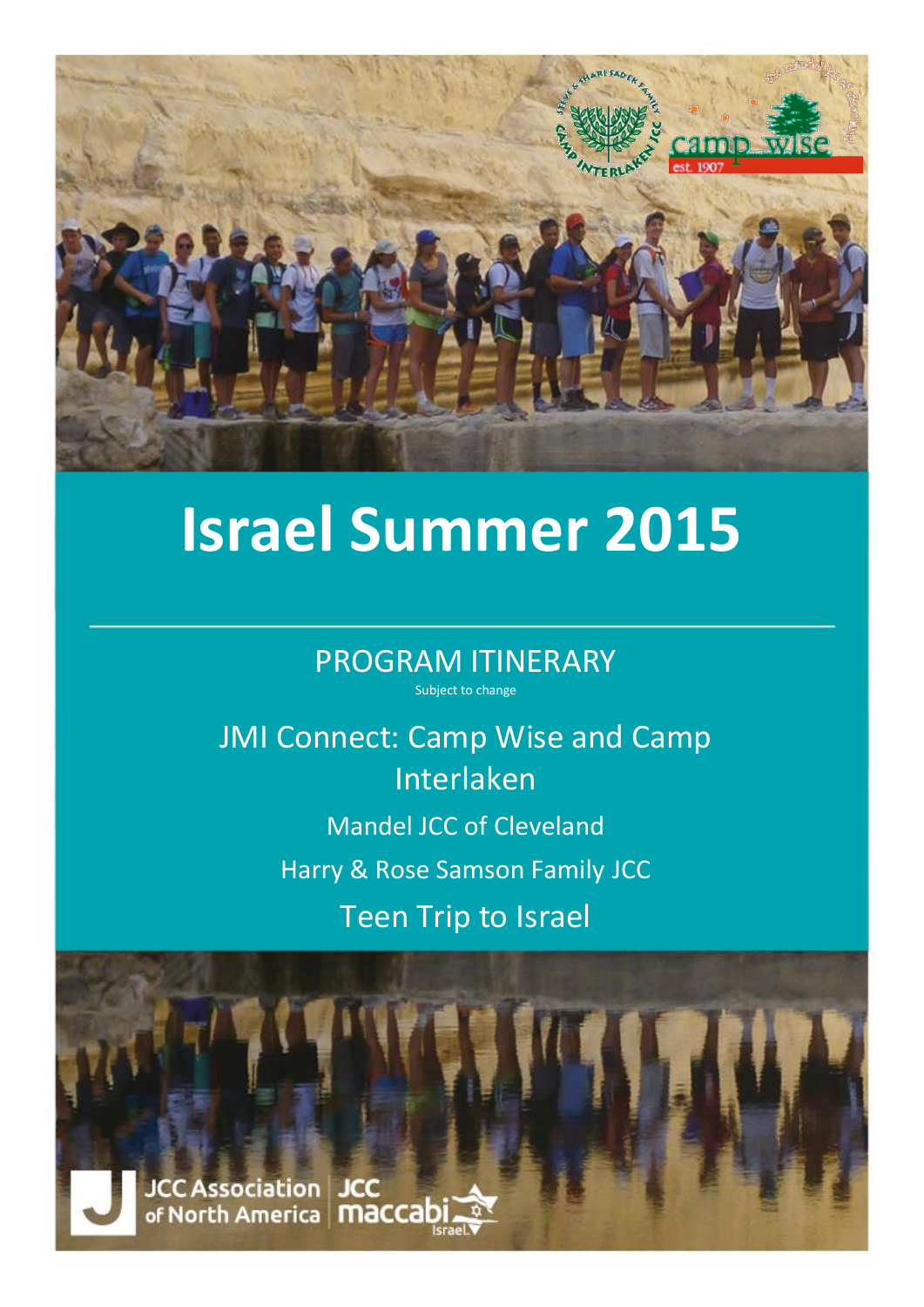# Israel Summer 2015

PROGRAM ITINERARY

Subject to change

JMI Connect: Camp Wise and Camp Interlaken

Mandel JCC of Cleveland

Harry & Rose Samson Family JCC

Teen Trip to Israel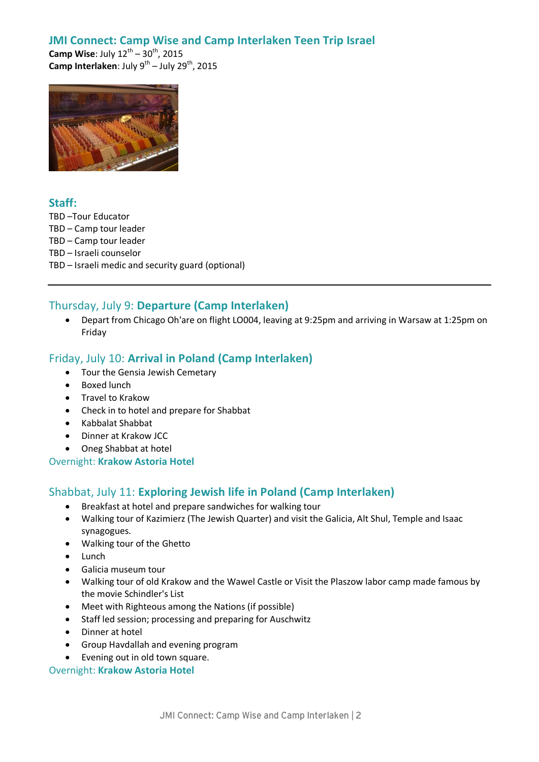# JMI Connect: Camp Wise and Camp Interlaken Teen Trip Israel

**Camp Wise**: July 12th – 30th, 2015
**Camp Interlaken**: July 9th – July 29th, 2015

## Staff:

TBD –Tour Educator
TBD – Camp tour leader
TBD – Camp tour leader
TBD – Israeli counselor
TBD – Israeli medic and security guard (optional)

---

## Thursday, July 9: **Departure (Camp Interlaken)**

- Depart from Chicago Oh'are on flight LO004, leaving at 9:25pm and arriving in Warsaw at 1:25pm on Friday

## Friday, July 10: **Arrival in Poland (Camp Interlaken)**

- Tour the Gensia Jewish Cemetary
- Boxed lunch
- Travel to Krakow
- Check in to hotel and prepare for Shabbat
- Kabbalat Shabbat
- Dinner at Krakow JCC
- Oneg Shabbat at hotel

Overnight: **Krakow Astoria Hotel**

## Shabbat, July 11: **Exploring Jewish life in Poland (Camp Interlaken)**

- Breakfast at hotel and prepare sandwiches for walking tour
- Walking tour of Kazimierz (The Jewish Quarter) and visit the Galicia, Alt Shul, Temple and Isaac synagogues.
- Walking tour of the Ghetto
- Lunch
- Galicia museum tour
- Walking tour of old Krakow and the Wawel Castle or Visit the Plaszow labor camp made famous by the movie Schindler's List
- Meet with Righteous among the Nations (if possible)
- Staff led session; processing and preparing for Auschwitz
- Dinner at hotel
- Group Havdallah and evening program
- Evening out in old town square.

Overnight: **Krakow Astoria Hotel**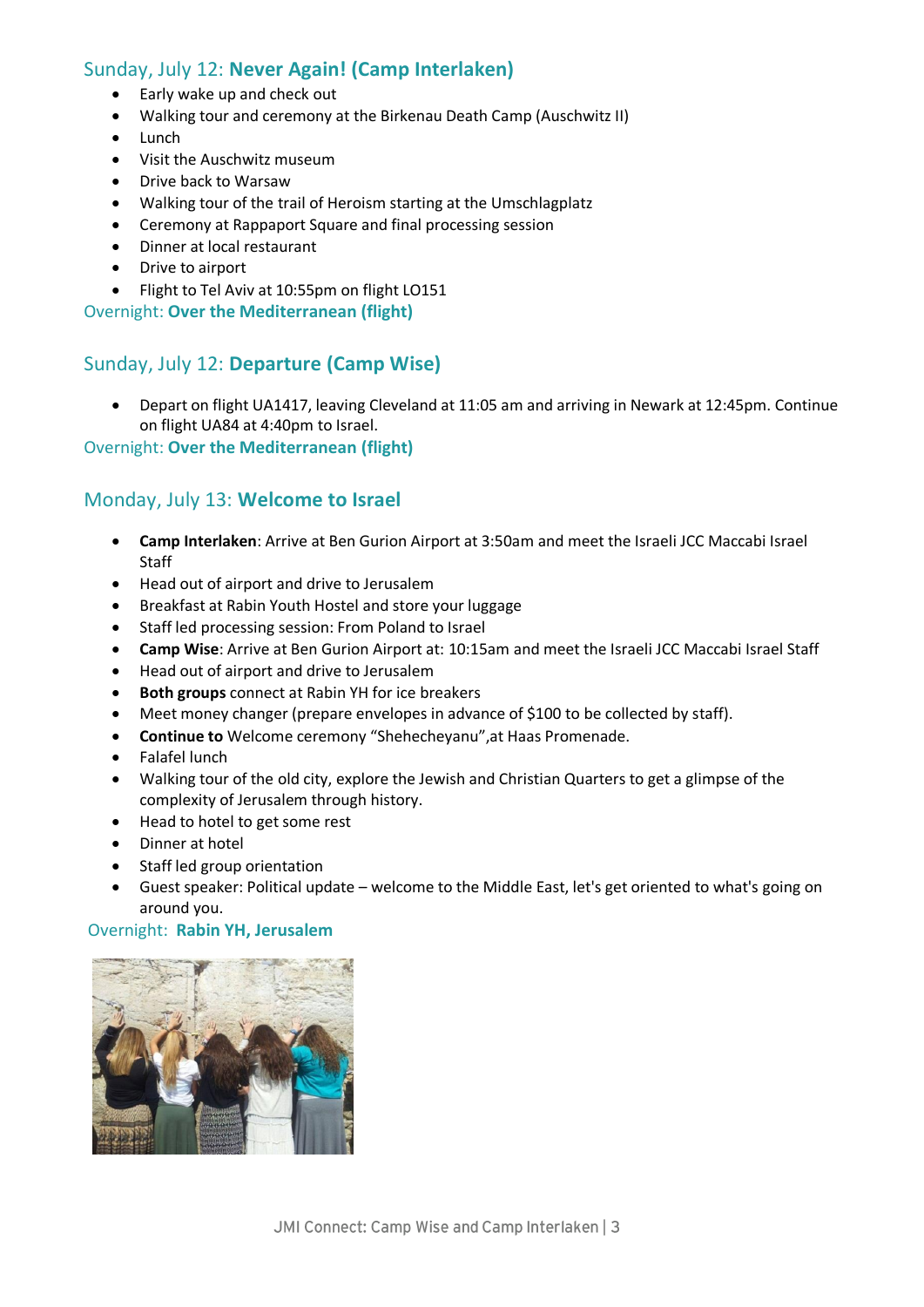## Sunday, July 12: **Never Again! (Camp Interlaken)**

- Early wake up and check out
- Walking tour and ceremony at the Birkenau Death Camp (Auschwitz II)
- Lunch
- Visit the Auschwitz museum
- Drive back to Warsaw
- Walking tour of the trail of Heroism starting at the Umschlagplatz
- Ceremony at Rappaport Square and final processing session
- Dinner at local restaurant
- Drive to airport
- Flight to Tel Aviv at 10:55pm on flight LO151

Overnight: **Over the Mediterranean (flight)**

## Sunday, July 12: **Departure (Camp Wise)**

- Depart on flight UA1417, leaving Cleveland at 11:05 am and arriving in Newark at 12:45pm. Continue on flight UA84 at 4:40pm to Israel.

Overnight: **Over the Mediterranean (flight)**

## Monday, July 13: **Welcome to Israel**

- **Camp Interlaken**: Arrive at Ben Gurion Airport at 3:50am and meet the Israeli JCC Maccabi Israel Staff
- Head out of airport and drive to Jerusalem
- Breakfast at Rabin Youth Hostel and store your luggage
- Staff led processing session: From Poland to Israel
- **Camp Wise**: Arrive at Ben Gurion Airport at: 10:15am and meet the Israeli JCC Maccabi Israel Staff
- Head out of airport and drive to Jerusalem
- **Both groups** connect at Rabin YH for ice breakers
- Meet money changer (prepare envelopes in advance of $100 to be collected by staff).
- **Continue to** Welcome ceremony "Shehecheyanu",at Haas Promenade.
- Falafel lunch
- Walking tour of the old city, explore the Jewish and Christian Quarters to get a glimpse of the complexity of Jerusalem through history.
- Head to hotel to get some rest
- Dinner at hotel
- Staff led group orientation
- Guest speaker: Political update – welcome to the Middle East, let's get oriented to what's going on around you.

Overnight: **Rabin YH, Jerusalem**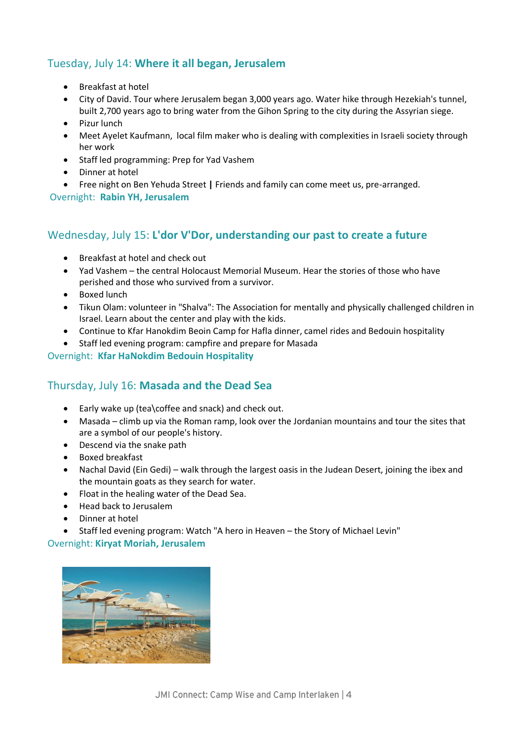## Tuesday, July 14: **Where it all began, Jerusalem**

- Breakfast at hotel
- City of David. Tour where Jerusalem began 3,000 years ago. Water hike through Hezekiah's tunnel, built 2,700 years ago to bring water from the Gihon Spring to the city during the Assyrian siege.
- Pizur lunch
- Meet Ayelet Kaufmann, local film maker who is dealing with complexities in Israeli society through her work
- Staff led programming: Prep for Yad Vashem
- Dinner at hotel
- Free night on Ben Yehuda Street **|** Friends and family can come meet us, pre-arranged.

Overnight: **Rabin YH, Jerusalem**

## Wednesday, July 15: **L'dor V'Dor, understanding our past to create a future**

- Breakfast at hotel and check out
- Yad Vashem – the central Holocaust Memorial Museum. Hear the stories of those who have perished and those who survived from a survivor.
- Boxed lunch
- Tikun Olam: volunteer in "Shalva": The Association for mentally and physically challenged children in Israel. Learn about the center and play with the kids.
- Continue to Kfar Hanokdim Beoin Camp for Hafla dinner, camel rides and Bedouin hospitality
- Staff led evening program: campfire and prepare for Masada

Overnight: **Kfar HaNokdim Bedouin Hospitality**

## Thursday, July 16: **Masada and the Dead Sea**

- Early wake up (tea\coffee and snack) and check out.
- Masada – climb up via the Roman ramp, look over the Jordanian mountains and tour the sites that are a symbol of our people's history.
- Descend via the snake path
- Boxed breakfast
- Nachal David (Ein Gedi) – walk through the largest oasis in the Judean Desert, joining the ibex and the mountain goats as they search for water.
- Float in the healing water of the Dead Sea.
- Head back to Jerusalem
- Dinner at hotel
- Staff led evening program: Watch "A hero in Heaven – the Story of Michael Levin"

Overnight: **Kiryat Moriah, Jerusalem**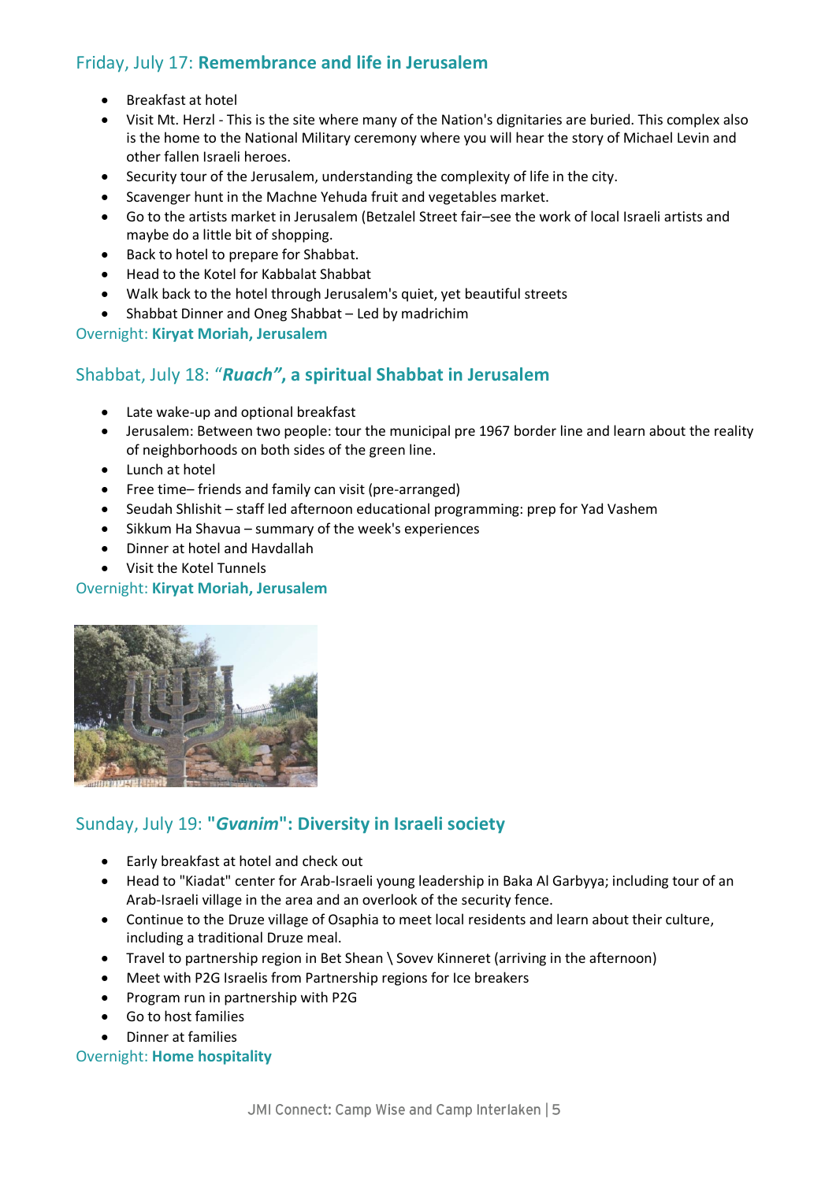## Friday, July 17: **Remembrance and life in Jerusalem**

- Breakfast at hotel
- Visit Mt. Herzl - This is the site where many of the Nation's dignitaries are buried. This complex also is the home to the National Military ceremony where you will hear the story of Michael Levin and other fallen Israeli heroes.
- Security tour of the Jerusalem, understanding the complexity of life in the city.
- Scavenger hunt in the Machne Yehuda fruit and vegetables market.
- Go to the artists market in Jerusalem (Betzalel Street fair–see the work of local Israeli artists and maybe do a little bit of shopping.
- Back to hotel to prepare for Shabbat.
- Head to the Kotel for Kabbalat Shabbat
- Walk back to the hotel through Jerusalem's quiet, yet beautiful streets
- Shabbat Dinner and Oneg Shabbat – Led by madrichim

Overnight: **Kiryat Moriah, Jerusalem**

## Shabbat, July 18: **"*Ruach*", a spiritual Shabbat in Jerusalem**

- Late wake-up and optional breakfast
- Jerusalem: Between two people: tour the municipal pre 1967 border line and learn about the reality of neighborhoods on both sides of the green line.
- Lunch at hotel
- Free time– friends and family can visit (pre-arranged)
- Seudah Shlishit – staff led afternoon educational programming: prep for Yad Vashem
- Sikkum Ha Shavua – summary of the week's experiences
- Dinner at hotel and Havdallah
- Visit the Kotel Tunnels

Overnight: **Kiryat Moriah, Jerusalem**

## Sunday, July 19: **"*Gvanim*": Diversity in Israeli society**

- Early breakfast at hotel and check out
- Head to "Kiadat" center for Arab-Israeli young leadership in Baka Al Garbyya; including tour of an Arab-Israeli village in the area and an overlook of the security fence.
- Continue to the Druze village of Osaphia to meet local residents and learn about their culture, including a traditional Druze meal.
- Travel to partnership region in Bet Shean \ Sovev Kinneret (arriving in the afternoon)
- Meet with P2G Israelis from Partnership regions for Ice breakers
- Program run in partnership with P2G
- Go to host families
- Dinner at families

Overnight: **Home hospitality**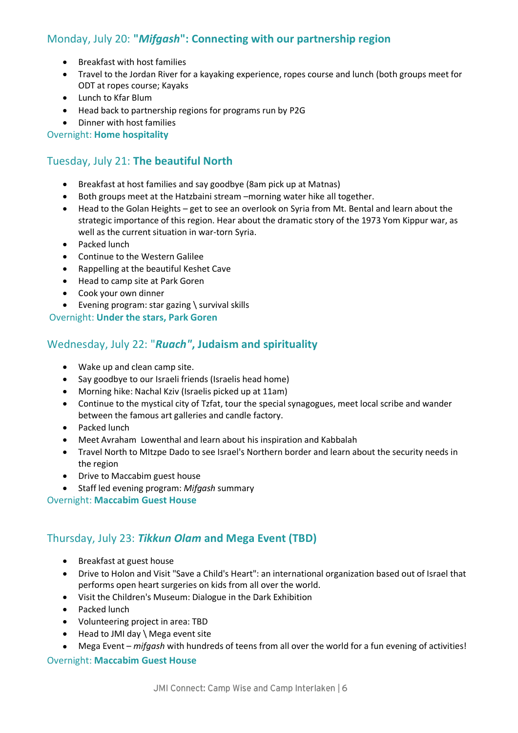## Monday, July 20: "***Mifgash***": **Connecting with our partnership region**

- Breakfast with host families
- Travel to the Jordan River for a kayaking experience, ropes course and lunch (both groups meet for ODT at ropes course; Kayaks
- Lunch to Kfar Blum
- Head back to partnership regions for programs run by P2G
- Dinner with host families

Overnight: **Home hospitality**

## Tuesday, July 21: **The beautiful North**

- Breakfast at host families and say goodbye (8am pick up at Matnas)
- Both groups meet at the Hatzbaini stream –morning water hike all together.
- Head to the Golan Heights – get to see an overlook on Syria from Mt. Bental and learn about the strategic importance of this region. Hear about the dramatic story of the 1973 Yom Kippur war, as well as the current situation in war-torn Syria.
- Packed lunch
- Continue to the Western Galilee
- Rappelling at the beautiful Keshet Cave
- Head to camp site at Park Goren
- Cook your own dinner
- Evening program: star gazing \ survival skills

Overnight: **Under the stars, Park Goren**

## Wednesday, July 22: "***Ruach"*, Judaism and spirituality**

- Wake up and clean camp site.
- Say goodbye to our Israeli friends (Israelis head home)
- Morning hike: Nachal Kziv (Israelis picked up at 11am)
- Continue to the mystical city of Tzfat, tour the special synagogues, meet local scribe and wander between the famous art galleries and candle factory.
- Packed lunch
- Meet Avraham Lowenthal and learn about his inspiration and Kabbalah
- Travel North to MItzpe Dado to see Israel's Northern border and learn about the security needs in the region
- Drive to Maccabim guest house
- Staff led evening program: *Mifgash* summary

Overnight: **Maccabim Guest House**

## Thursday, July 23: ***Tikkun Olam*** **and Mega Event (TBD)**

- Breakfast at guest house
- Drive to Holon and Visit "Save a Child's Heart": an international organization based out of Israel that performs open heart surgeries on kids from all over the world.
- Visit the Children's Museum: Dialogue in the Dark Exhibition
- Packed lunch
- Volunteering project in area: TBD
- Head to JMI day \ Mega event site
- Mega Event – *mifgash* with hundreds of teens from all over the world for a fun evening of activities!

Overnight: **Maccabim Guest House**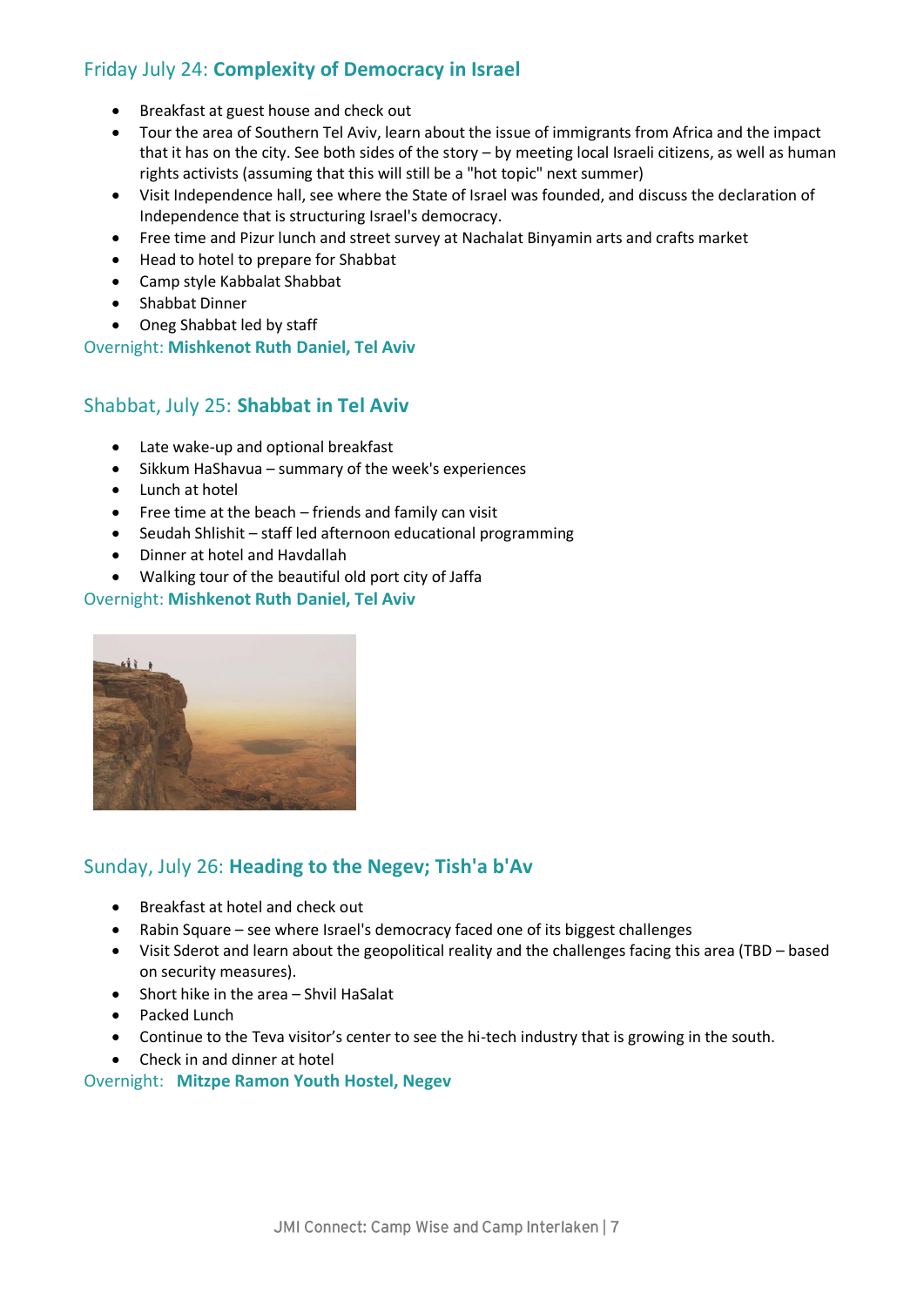## Friday July 24: **Complexity of Democracy in Israel**

- Breakfast at guest house and check out
- Tour the area of Southern Tel Aviv, learn about the issue of immigrants from Africa and the impact that it has on the city. See both sides of the story – by meeting local Israeli citizens, as well as human rights activists (assuming that this will still be a "hot topic" next summer)
- Visit Independence hall, see where the State of Israel was founded, and discuss the declaration of Independence that is structuring Israel's democracy.
- Free time and Pizur lunch and street survey at Nachalat Binyamin arts and crafts market
- Head to hotel to prepare for Shabbat
- Camp style Kabbalat Shabbat
- Shabbat Dinner
- Oneg Shabbat led by staff

Overnight: **Mishkenot Ruth Daniel, Tel Aviv**

## Shabbat, July 25: **Shabbat in Tel Aviv**

- Late wake-up and optional breakfast
- Sikkum HaShavua – summary of the week's experiences
- Lunch at hotel
- Free time at the beach – friends and family can visit
- Seudah Shlishit – staff led afternoon educational programming
- Dinner at hotel and Havdallah
- Walking tour of the beautiful old port city of Jaffa

Overnight: **Mishkenot Ruth Daniel, Tel Aviv**

## Sunday, July 26: **Heading to the Negev; Tish'a b'Av**

- Breakfast at hotel and check out
- Rabin Square – see where Israel's democracy faced one of its biggest challenges
- Visit Sderot and learn about the geopolitical reality and the challenges facing this area (TBD – based on security measures).
- Short hike in the area – Shvil HaSalat
- Packed Lunch
- Continue to the Teva visitor's center to see the hi-tech industry that is growing in the south.
- Check in and dinner at hotel

Overnight: **Mitzpe Ramon Youth Hostel, Negev**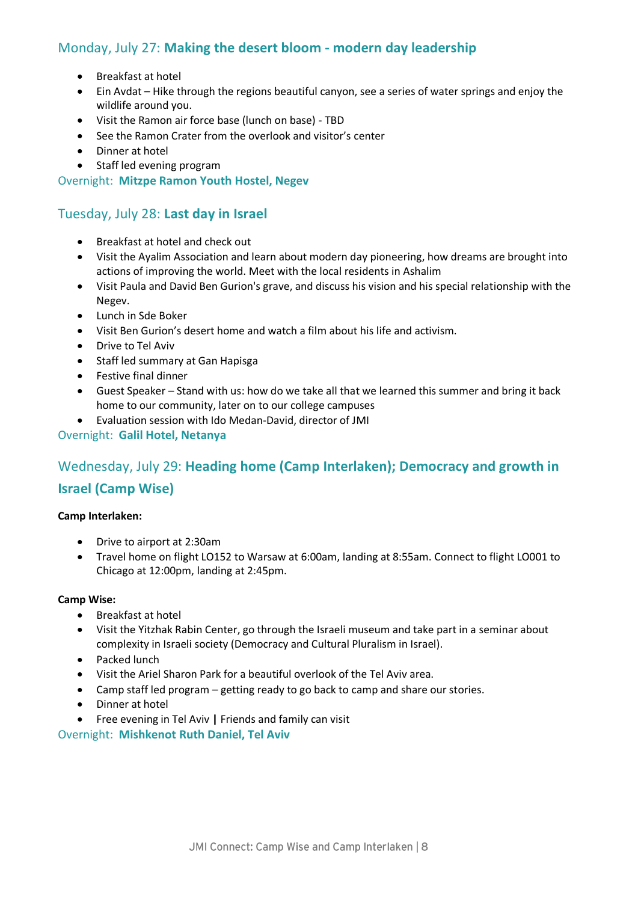## Monday, July 27: **Making the desert bloom - modern day leadership**

- Breakfast at hotel
- Ein Avdat – Hike through the regions beautiful canyon, see a series of water springs and enjoy the wildlife around you.
- Visit the Ramon air force base (lunch on base) - TBD
- See the Ramon Crater from the overlook and visitor's center
- Dinner at hotel
- Staff led evening program

Overnight: **Mitzpe Ramon Youth Hostel, Negev**

## Tuesday, July 28: **Last day in Israel**

- Breakfast at hotel and check out
- Visit the Ayalim Association and learn about modern day pioneering, how dreams are brought into actions of improving the world. Meet with the local residents in Ashalim
- Visit Paula and David Ben Gurion's grave, and discuss his vision and his special relationship with the Negev.
- Lunch in Sde Boker
- Visit Ben Gurion's desert home and watch a film about his life and activism.
- Drive to Tel Aviv
- Staff led summary at Gan Hapisga
- Festive final dinner
- Guest Speaker – Stand with us: how do we take all that we learned this summer and bring it back home to our community, later on to our college campuses
- Evaluation session with Ido Medan-David, director of JMI

Overnight: **Galil Hotel, Netanya**

## Wednesday, July 29: **Heading home (Camp Interlaken); Democracy and growth in Israel (Camp Wise)**

**Camp Interlaken:**

- Drive to airport at 2:30am
- Travel home on flight LO152 to Warsaw at 6:00am, landing at 8:55am. Connect to flight LO001 to Chicago at 12:00pm, landing at 2:45pm.

**Camp Wise:**

- Breakfast at hotel
- Visit the Yitzhak Rabin Center, go through the Israeli museum and take part in a seminar about complexity in Israeli society (Democracy and Cultural Pluralism in Israel).
- Packed lunch
- Visit the Ariel Sharon Park for a beautiful overlook of the Tel Aviv area.
- Camp staff led program – getting ready to go back to camp and share our stories.
- Dinner at hotel
- Free evening in Tel Aviv **|** Friends and family can visit

Overnight: **Mishkenot Ruth Daniel, Tel Aviv**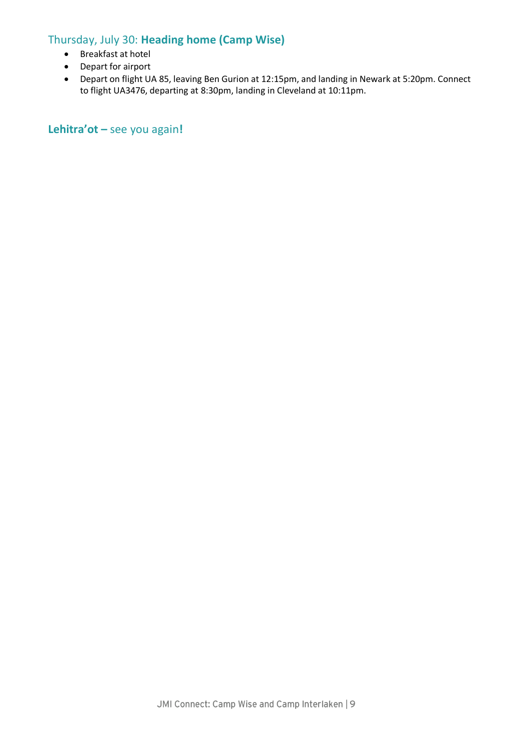### Thursday, July 30: **Heading home (Camp Wise)**

- Breakfast at hotel
- Depart for airport
- Depart on flight UA 85, leaving Ben Gurion at 12:15pm, and landing in Newark at 5:20pm. Connect to flight UA3476, departing at 8:30pm, landing in Cleveland at 10:11pm.

**Lehitra'ot –** see you again**!**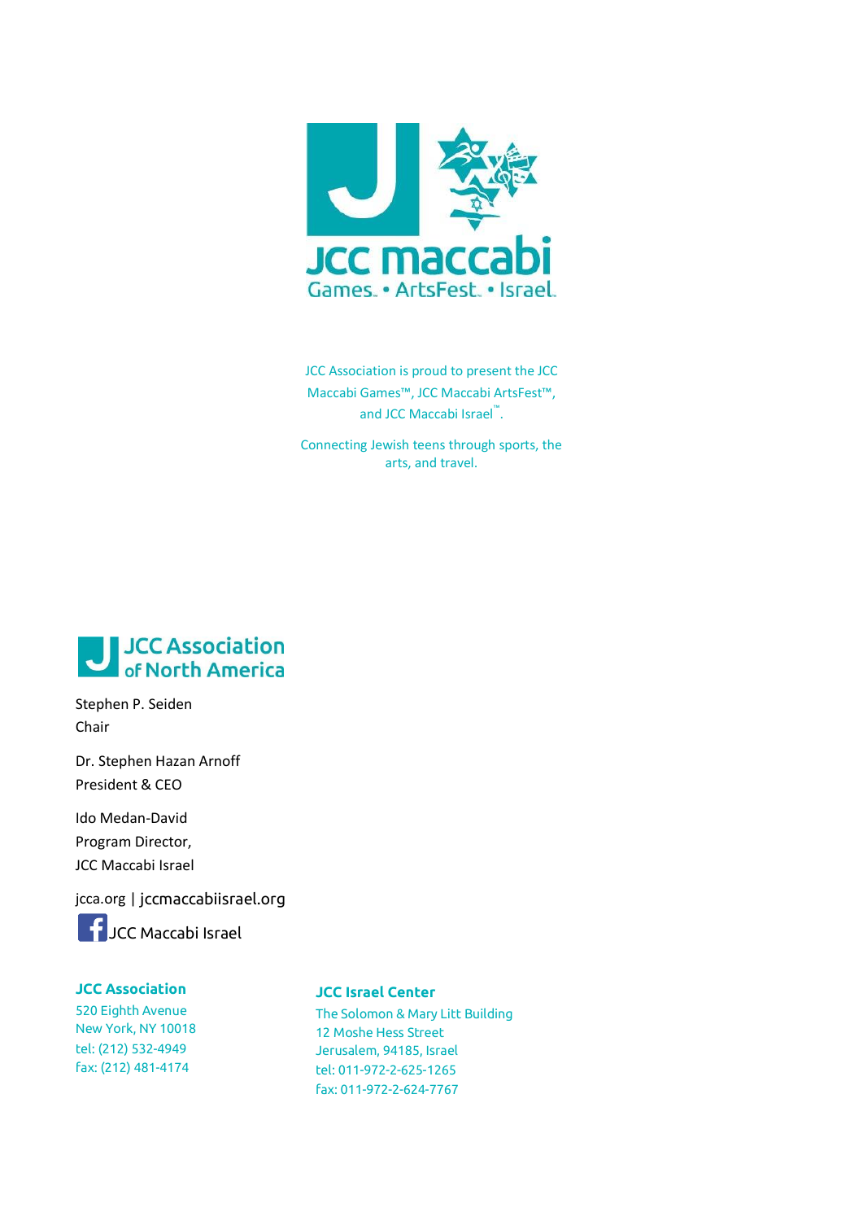JCC Association is proud to present the JCC Maccabi Games™, JCC Maccabi ArtsFest™, and JCC Maccabi Israel™.

Connecting Jewish teens through sports, the arts, and travel.

Stephen P. Seiden
Chair

Dr. Stephen Hazan Arnoff
President & CEO

Ido Medan-David
Program Director,
JCC Maccabi Israel

jcca.org | jccmaccabiisrael.org

JCC Maccabi Israel

**JCC Association**
520 Eighth Avenue
New York, NY 10018
tel: (212) 532-4949
fax: (212) 481-4174

**JCC Israel Center**
The Solomon & Mary Litt Building
12 Moshe Hess Street
Jerusalem, 94185, Israel
tel: 011-972-2-625-1265
fax: 011-972-2-624-7767